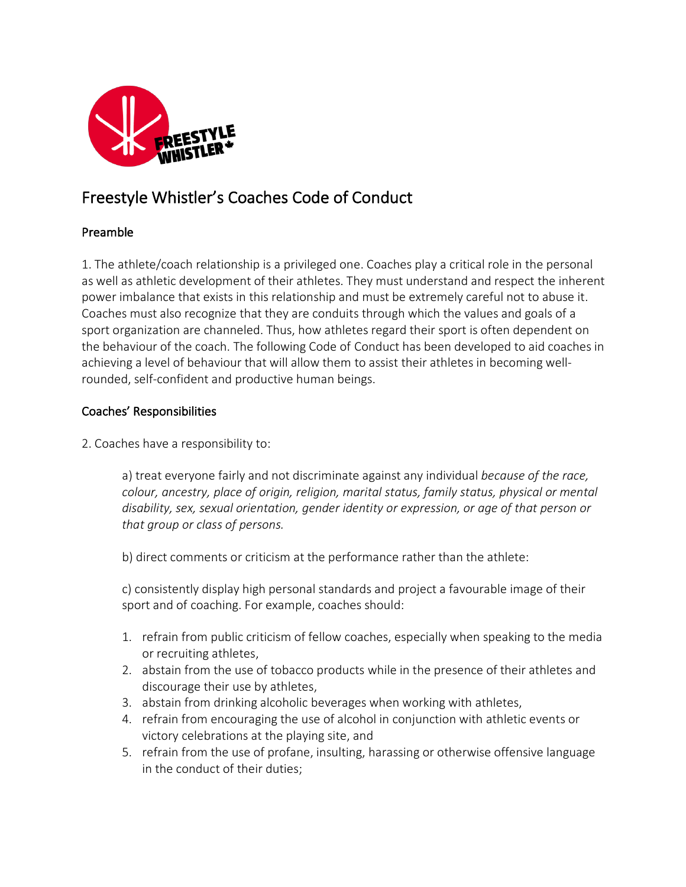# Freestyle Whistler's Coaches Code of Conduct

## Preamble

1. The athlete/coach relationship is a privileged one. Coaches play a critical role in the personal as well as athletic development of their athletes. They must understand and respect the inherent power imbalance that exists in this relationship and must be extremely careful not to abuse it. Coaches must also recognize that they are conduits through which the values and goals of a sport organization are channeled. Thus, how athletes regard their sport is often dependent on the behaviour of the coach. The following Code of Conduct has been developed to aid coaches in achieving a level of behaviour that will allow them to assist their athletes in becoming well-rounded, self-confident and productive human beings.

## Coaches' Responsibilities

2. Coaches have a responsibility to:

a) treat everyone fairly and not discriminate against any individual *because of the race, colour, ancestry, place of origin, religion, marital status, family status, physical or mental disability, sex, sexual orientation, gender identity or expression, or age of that person or that group or class of persons.*

b) direct comments or criticism at the performance rather than the athlete:

c) consistently display high personal standards and project a favourable image of their sport and of coaching. For example, coaches should:

1. refrain from public criticism of fellow coaches, especially when speaking to the media or recruiting athletes,
2. abstain from the use of tobacco products while in the presence of their athletes and discourage their use by athletes,
3. abstain from drinking alcoholic beverages when working with athletes,
4. refrain from encouraging the use of alcohol in conjunction with athletic events or victory celebrations at the playing site, and
5. refrain from the use of profane, insulting, harassing or otherwise offensive language in the conduct of their duties;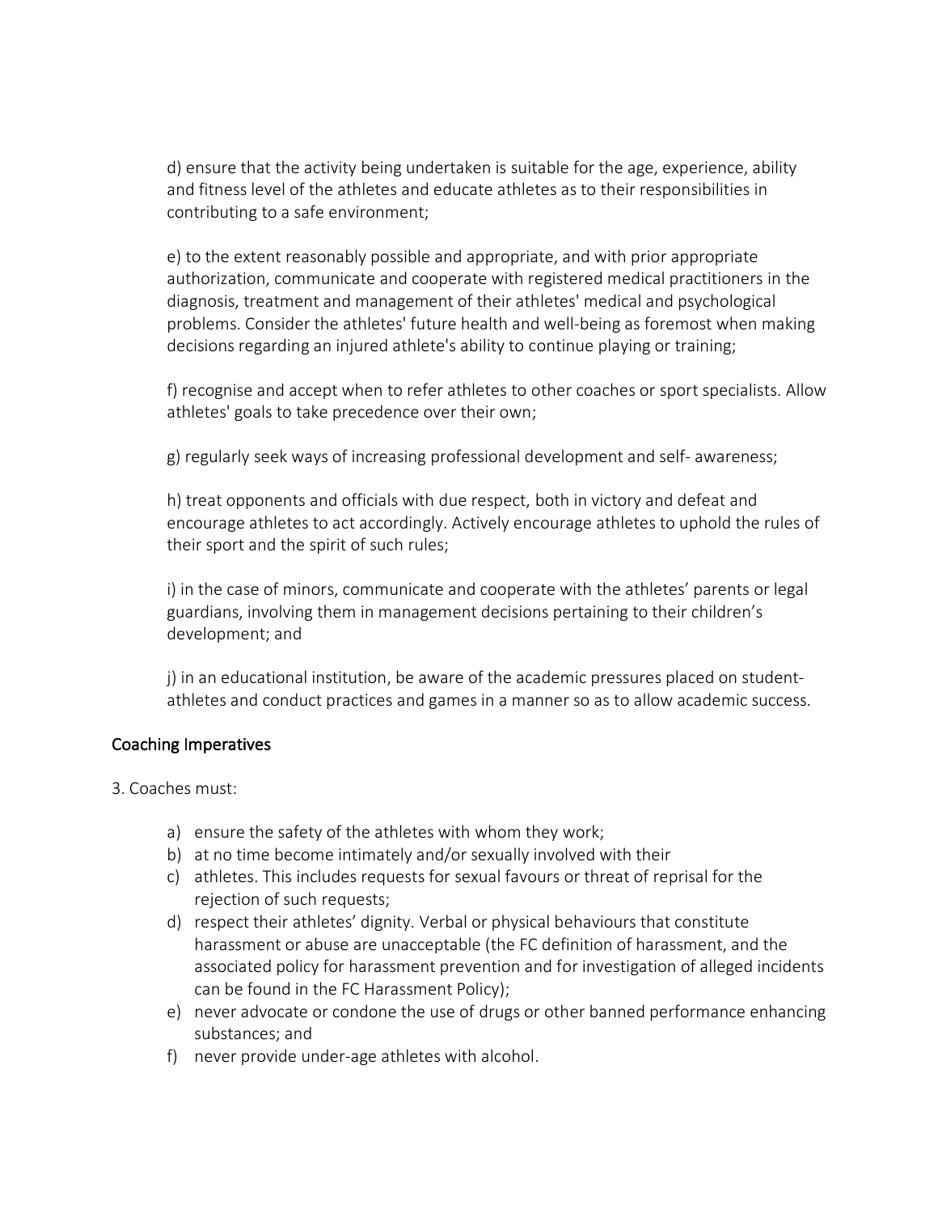d) ensure that the activity being undertaken is suitable for the age, experience, ability and fitness level of the athletes and educate athletes as to their responsibilities in contributing to a safe environment;

e) to the extent reasonably possible and appropriate, and with prior appropriate authorization, communicate and cooperate with registered medical practitioners in the diagnosis, treatment and management of their athletes' medical and psychological problems. Consider the athletes' future health and well-being as foremost when making decisions regarding an injured athlete's ability to continue playing or training;

f) recognise and accept when to refer athletes to other coaches or sport specialists. Allow athletes' goals to take precedence over their own;

g) regularly seek ways of increasing professional development and self- awareness;

h) treat opponents and officials with due respect, both in victory and defeat and encourage athletes to act accordingly. Actively encourage athletes to uphold the rules of their sport and the spirit of such rules;

i) in the case of minors, communicate and cooperate with the athletes' parents or legal guardians, involving them in management decisions pertaining to their children's development; and

j) in an educational institution, be aware of the academic pressures placed on student-athletes and conduct practices and games in a manner so as to allow academic success.

## Coaching Imperatives

3. Coaches must:

a) ensure the safety of the athletes with whom they work;
b) at no time become intimately and/or sexually involved with their
c) athletes. This includes requests for sexual favours or threat of reprisal for the rejection of such requests;
d) respect their athletes' dignity. Verbal or physical behaviours that constitute harassment or abuse are unacceptable (the FC definition of harassment, and the associated policy for harassment prevention and for investigation of alleged incidents can be found in the FC Harassment Policy);
e) never advocate or condone the use of drugs or other banned performance enhancing substances; and
f) never provide under-age athletes with alcohol.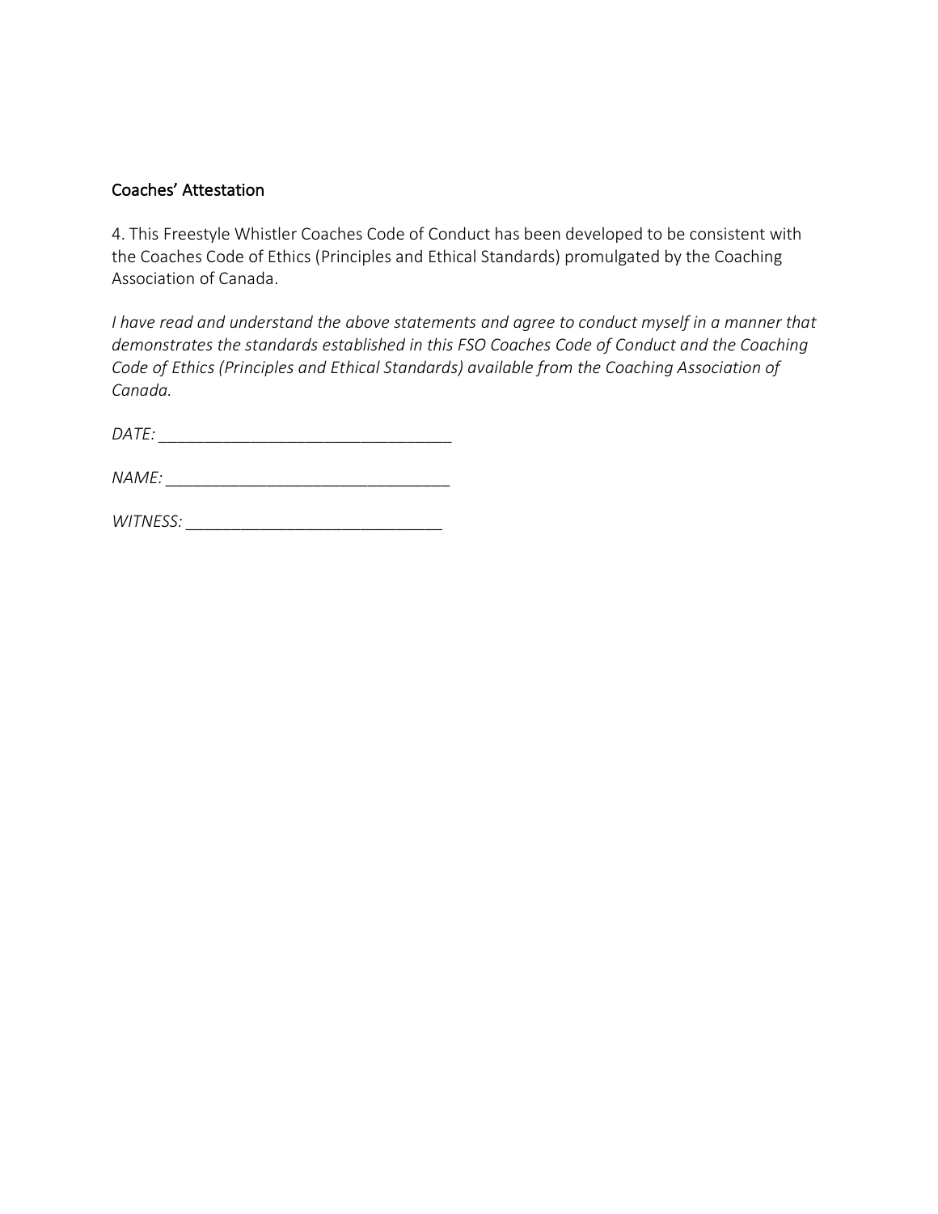## Coaches' Attestation

4. This Freestyle Whistler Coaches Code of Conduct has been developed to be consistent with the Coaches Code of Ethics (Principles and Ethical Standards) promulgated by the Coaching Association of Canada.

*I have read and understand the above statements and agree to conduct myself in a manner that demonstrates the standards established in this FSO Coaches Code of Conduct and the Coaching Code of Ethics (Principles and Ethical Standards) available from the Coaching Association of Canada.*

*DATE:* ________________________________

*NAME:* _______________________________

*WITNESS:* ____________________________